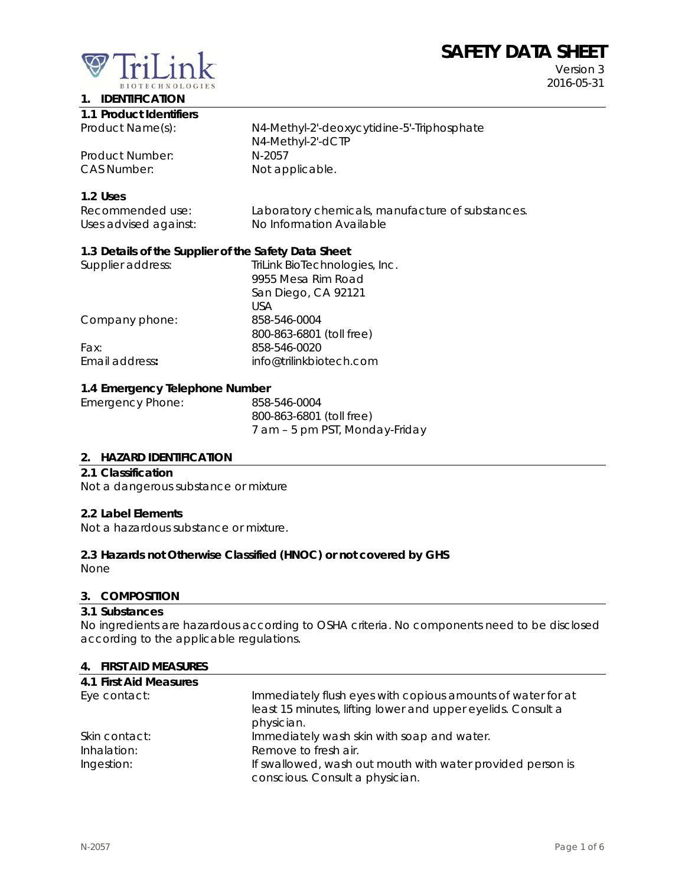# SAFETY DATA SHEET

Version 3
2016-05-31

## 1. IDENTIFICATION

### 1.1 Product Identifiers

| | |
|---|---|
| Product Name(s): | N4-Methyl-2'-deoxycytidine-5'-Triphosphate<br>N4-Methyl-2'-dCTP |
| Product Number: | N-2057 |
| CAS Number: | Not applicable. |

### 1.2 Uses

| | |
|---|---|
| Recommended use: | Laboratory chemicals, manufacture of substances. |
| Uses advised against: | No Information Available |

### 1.3 Details of the Supplier of the Safety Data Sheet

| | |
|---|---|
| Supplier address: | TriLink BioTechnologies, Inc.<br>9955 Mesa Rim Road<br>San Diego, CA 92121<br>USA |
| Company phone: | 858-546-0004<br>800-863-6801 (toll free) |
| Fax: | 858-546-0020 |
| Email address: | info@trilinkbiotech.com |

### 1.4 Emergency Telephone Number

| | |
|---|---|
| Emergency Phone: | 858-546-0004<br>800-863-6801 (toll free)<br>7 am – 5 pm PST, Monday-Friday |

## 2. HAZARD IDENTIFICATION

### 2.1 Classification

Not a dangerous substance or mixture

### 2.2 Label Elements

Not a hazardous substance or mixture.

### 2.3 Hazards not Otherwise Classified (HNOC) or not covered by GHS

None

## 3. COMPOSITION

### 3.1 Substances

No ingredients are hazardous according to OSHA criteria. No components need to be disclosed according to the applicable regulations.

## 4. FIRST AID MEASURES

### 4.1 First Aid Measures

| | |
|---|---|
| Eye contact: | Immediately flush eyes with copious amounts of water for at least 15 minutes, lifting lower and upper eyelids. Consult a physician. |
| Skin contact: | Immediately wash skin with soap and water. |
| Inhalation: | Remove to fresh air. |
| Ingestion: | If swallowed, wash out mouth with water provided person is conscious. Consult a physician. |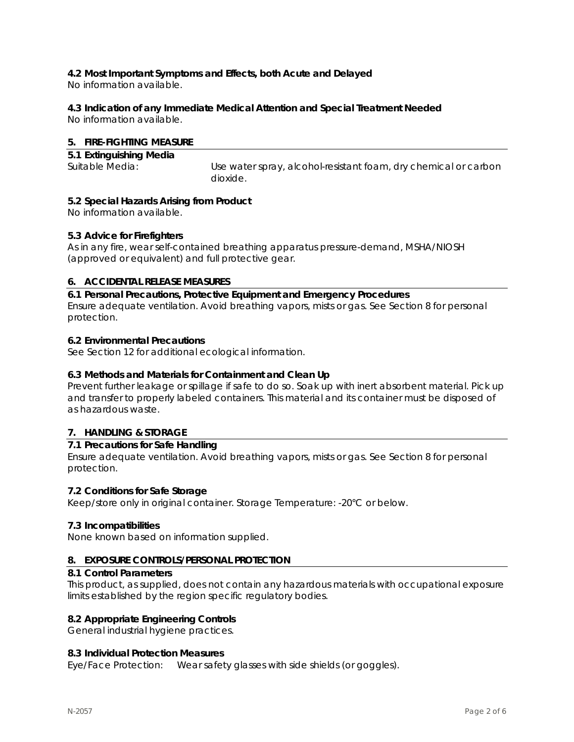### 4.2 Most Important Symptoms and Effects, both Acute and Delayed

No information available.

### 4.3 Indication of any Immediate Medical Attention and Special Treatment Needed

No information available.

## 5. FIRE-FIGHTING MEASURE

### 5.1 Extinguishing Media

Suitable Media: Use water spray, alcohol-resistant foam, dry chemical or carbon dioxide.

### 5.2 Special Hazards Arising from Product

No information available.

### 5.3 Advice for Firefighters

As in any fire, wear self-contained breathing apparatus pressure-demand, MSHA/NIOSH (approved or equivalent) and full protective gear.

## 6. ACCIDENTAL RELEASE MEASURES

### 6.1 Personal Precautions, Protective Equipment and Emergency Procedures

Ensure adequate ventilation. Avoid breathing vapors, mists or gas. See Section 8 for personal protection.

### 6.2 Environmental Precautions

See Section 12 for additional ecological information.

### 6.3 Methods and Materials for Containment and Clean Up

Prevent further leakage or spillage if safe to do so. Soak up with inert absorbent material. Pick up and transfer to properly labeled containers. This material and its container must be disposed of as hazardous waste.

## 7. HANDLING & STORAGE

### 7.1 Precautions for Safe Handling

Ensure adequate ventilation. Avoid breathing vapors, mists or gas. See Section 8 for personal protection.

### 7.2 Conditions for Safe Storage

Keep/store only in original container. Storage Temperature: -20°C or below.

### 7.3 Incompatibilities

None known based on information supplied.

## 8. EXPOSURE CONTROLS/PERSONAL PROTECTION

### 8.1 Control Parameters

This product, as supplied, does not contain any hazardous materials with occupational exposure limits established by the region specific regulatory bodies.

### 8.2 Appropriate Engineering Controls

General industrial hygiene practices.

### 8.3 Individual Protection Measures

Eye/Face Protection: Wear safety glasses with side shields (or goggles).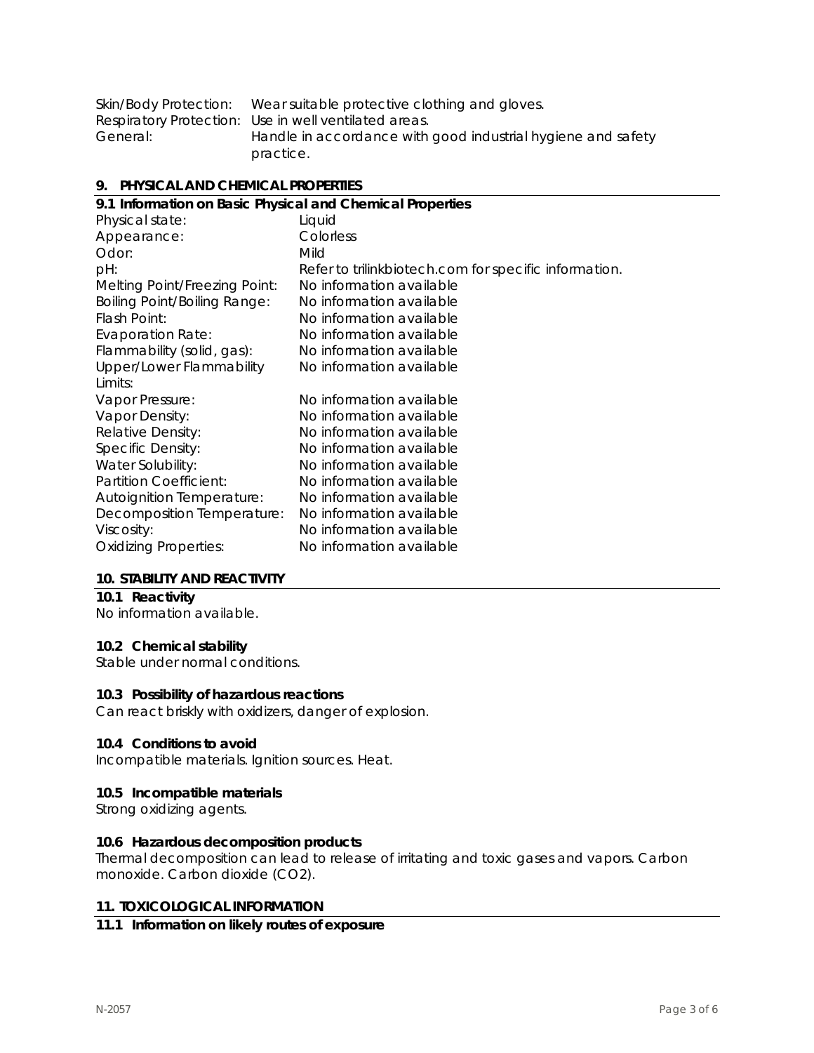Skin/Body Protection: Wear suitable protective clothing and gloves.
Respiratory Protection: Use in well ventilated areas.
General: Handle in accordance with good industrial hygiene and safety practice.

## 9. PHYSICAL AND CHEMICAL PROPERTIES

### 9.1 Information on Basic Physical and Chemical Properties

| | |
|---|---|
| Physical state: | Liquid |
| Appearance: | Colorless |
| Odor: | Mild |
| pH: | Refer to trilinkbiotech.com for specific information. |
| Melting Point/Freezing Point: | No information available |
| Boiling Point/Boiling Range: | No information available |
| Flash Point: | No information available |
| Evaporation Rate: | No information available |
| Flammability (solid, gas): | No information available |
| Upper/Lower Flammability Limits: | No information available |
| Vapor Pressure: | No information available |
| Vapor Density: | No information available |
| Relative Density: | No information available |
| Specific Density: | No information available |
| Water Solubility: | No information available |
| Partition Coefficient: | No information available |
| Autoignition Temperature: | No information available |
| Decomposition Temperature: | No information available |
| Viscosity: | No information available |
| Oxidizing Properties: | No information available |

## 10. STABILITY AND REACTIVITY

### 10.1 Reactivity
No information available.

### 10.2 Chemical stability
Stable under normal conditions.

### 10.3 Possibility of hazardous reactions
Can react briskly with oxidizers, danger of explosion.

### 10.4 Conditions to avoid
Incompatible materials. Ignition sources. Heat.

### 10.5 Incompatible materials
Strong oxidizing agents.

### 10.6 Hazardous decomposition products
Thermal decomposition can lead to release of irritating and toxic gases and vapors. Carbon monoxide. Carbon dioxide ($CO_2$).

## 11. TOXICOLOGICAL INFORMATION

### 11.1 Information on likely routes of exposure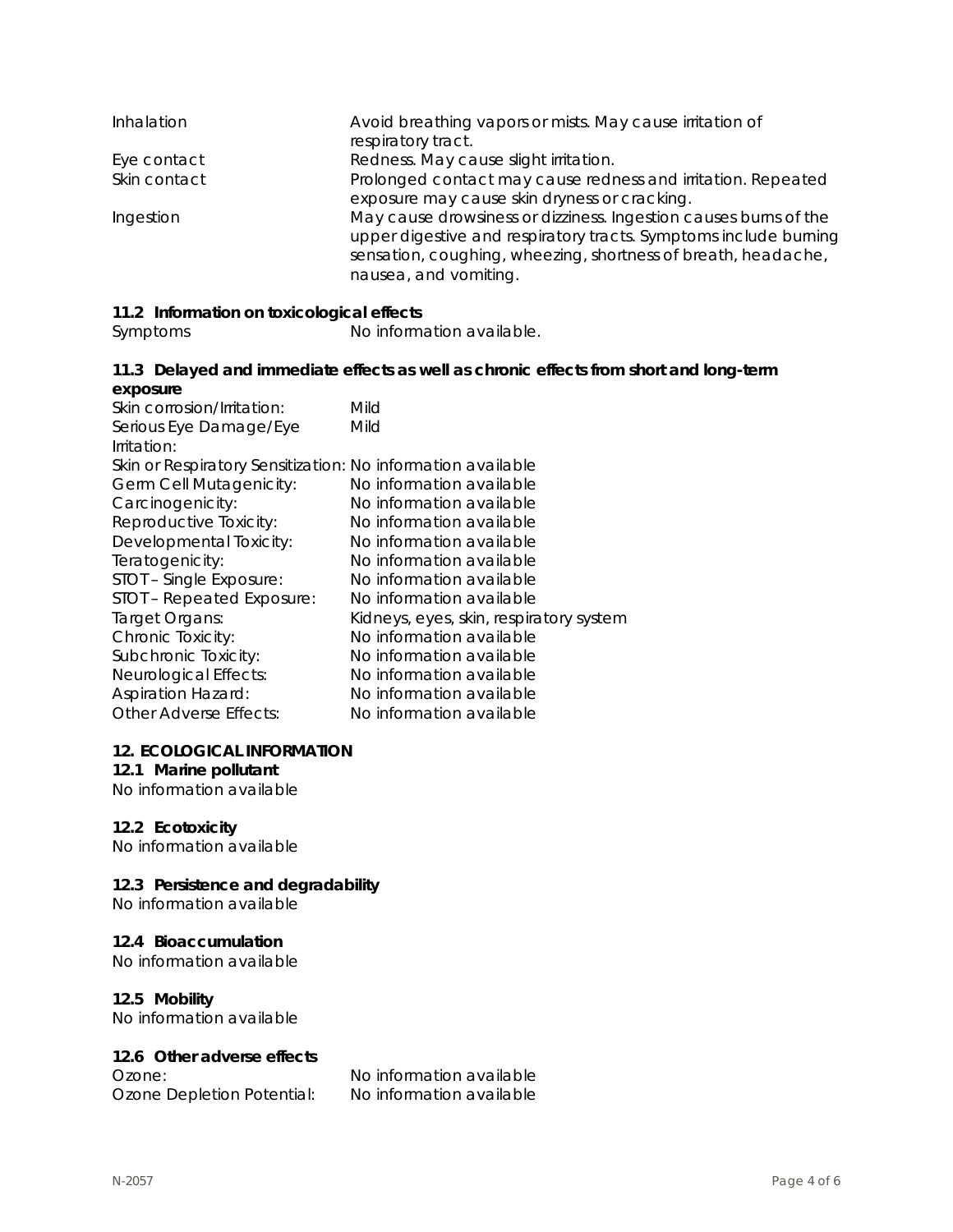| | |
|---|---|
| Inhalation | Avoid breathing vapors or mists. May cause irritation of respiratory tract. |
| Eye contact | Redness. May cause slight irritation. |
| Skin contact | Prolonged contact may cause redness and irritation. Repeated exposure may cause skin dryness or cracking. |
| Ingestion | May cause drowsiness or dizziness. Ingestion causes burns of the upper digestive and respiratory tracts. Symptoms include burning sensation, coughing, wheezing, shortness of breath, headache, nausea, and vomiting. |

### 11.2 Information on toxicological effects

| | |
|---|---|
| Symptoms | No information available. |

### 11.3 Delayed and immediate effects as well as chronic effects from short and long-term exposure

| | |
|---|---|
| Skin corrosion/Irritation: | Mild |
| Serious Eye Damage/Eye Irritation: | Mild |
| Skin or Respiratory Sensitization: | No information available |
| Germ Cell Mutagenicity: | No information available |
| Carcinogenicity: | No information available |
| Reproductive Toxicity: | No information available |
| Developmental Toxicity: | No information available |
| Teratogenicity: | No information available |
| STOT – Single Exposure: | No information available |
| STOT – Repeated Exposure: | No information available |
| Target Organs: | Kidneys, eyes, skin, respiratory system |
| Chronic Toxicity: | No information available |
| Subchronic Toxicity: | No information available |
| Neurological Effects: | No information available |
| Aspiration Hazard: | No information available |
| Other Adverse Effects: | No information available |

## 12. ECOLOGICAL INFORMATION

### 12.1 Marine pollutant

No information available

### 12.2 Ecotoxicity

No information available

### 12.3 Persistence and degradability

No information available

### 12.4 Bioaccumulation

No information available

### 12.5 Mobility

No information available

### 12.6 Other adverse effects

| | |
|---|---|
| Ozone: | No information available |
| Ozone Depletion Potential: | No information available |

N-2057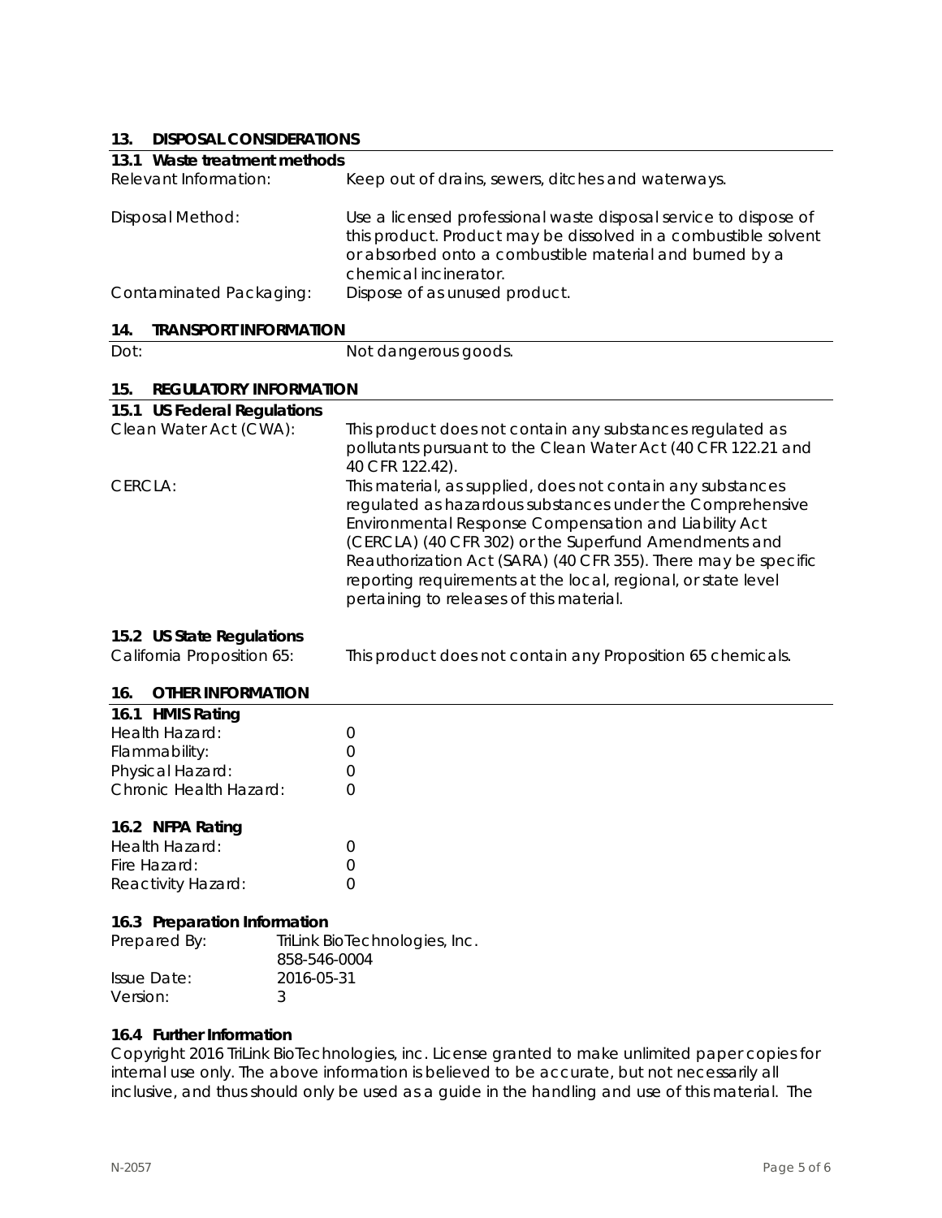## 13. DISPOSAL CONSIDERATIONS

### 13.1 Waste treatment methods

| | |
|---|---|
| Relevant Information: | Keep out of drains, sewers, ditches and waterways. |
| Disposal Method: | Use a licensed professional waste disposal service to dispose of this product. Product may be dissolved in a combustible solvent or absorbed onto a combustible material and burned by a chemical incinerator. |
| Contaminated Packaging: | Dispose of as unused product. |

## 14. TRANSPORT INFORMATION

| | |
|---|---|
| Dot: | Not dangerous goods. |

## 15. REGULATORY INFORMATION

### 15.1 US Federal Regulations

| | |
|---|---|
| Clean Water Act (CWA): | This product does not contain any substances regulated as pollutants pursuant to the Clean Water Act (40 CFR 122.21 and 40 CFR 122.42). |
| CERCLA: | This material, as supplied, does not contain any substances regulated as hazardous substances under the Comprehensive Environmental Response Compensation and Liability Act (CERCLA) (40 CFR 302) or the Superfund Amendments and Reauthorization Act (SARA) (40 CFR 355). There may be specific reporting requirements at the local, regional, or state level pertaining to releases of this material. |

### 15.2 US State Regulations

| | |
|---|---|
| California Proposition 65: | This product does not contain any Proposition 65 chemicals. |

## 16. OTHER INFORMATION

### 16.1 HMIS Rating

| | |
|---|---|
| Health Hazard: | 0 |
| Flammability: | 0 |
| Physical Hazard: | 0 |
| Chronic Health Hazard: | 0 |

### 16.2 NFPA Rating

| | |
|---|---|
| Health Hazard: | 0 |
| Fire Hazard: | 0 |
| Reactivity Hazard: | 0 |

### 16.3 Preparation Information

| | |
|---|---|
| Prepared By: | TriLink BioTechnologies, Inc.<br>858-546-0004 |
| Issue Date: | 2016-05-31 |
| Version: | 3 |

### 16.4 Further Information

Copyright 2016 TriLink BioTechnologies, inc. License granted to make unlimited paper copies for internal use only. The above information is believed to be accurate, but not necessarily all inclusive, and thus should only be used as a guide in the handling and use of this material. The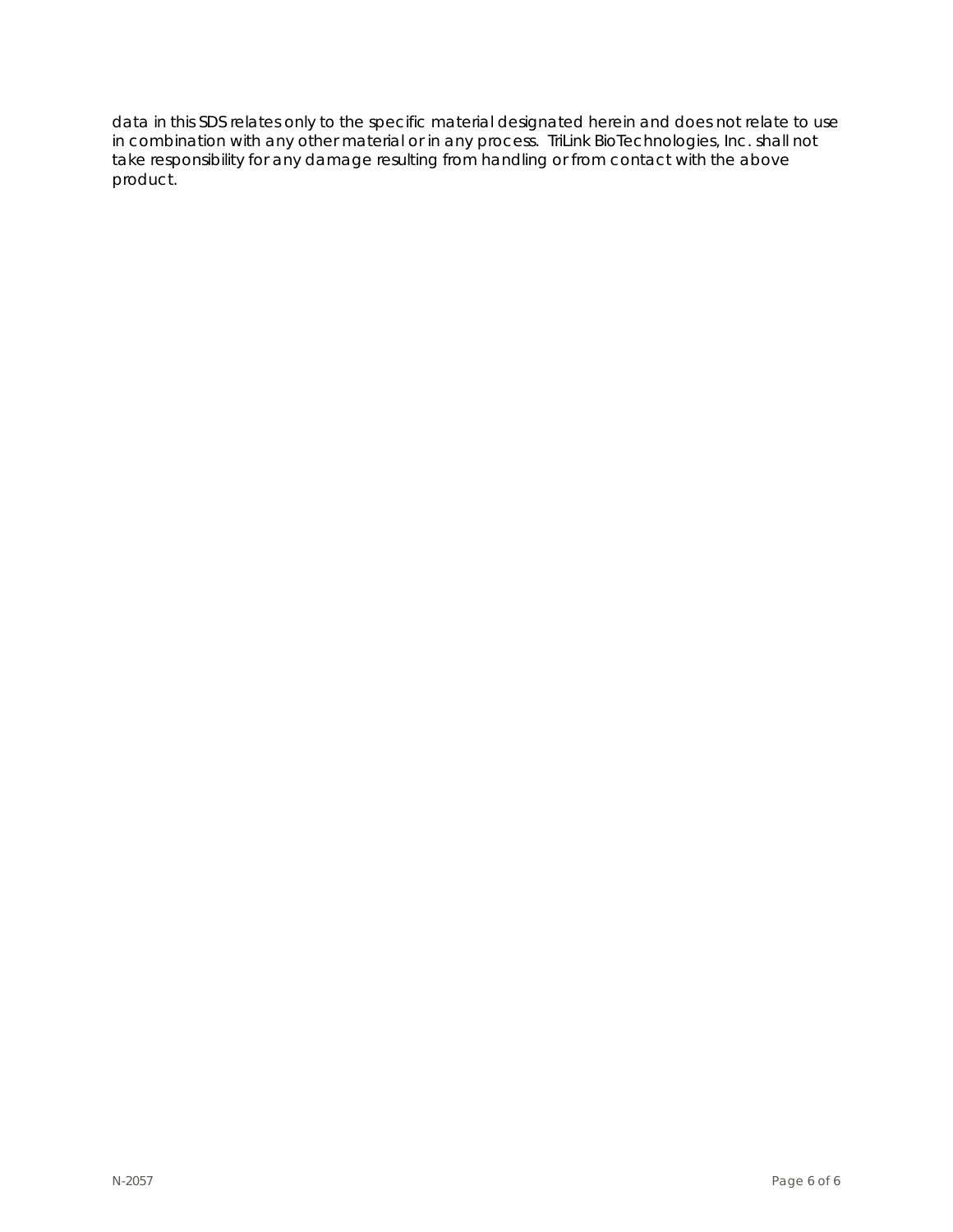data in this SDS relates only to the specific material designated herein and does not relate to use in combination with any other material or in any process. TriLink BioTechnologies, Inc. shall not take responsibility for any damage resulting from handling or from contact with the above product.